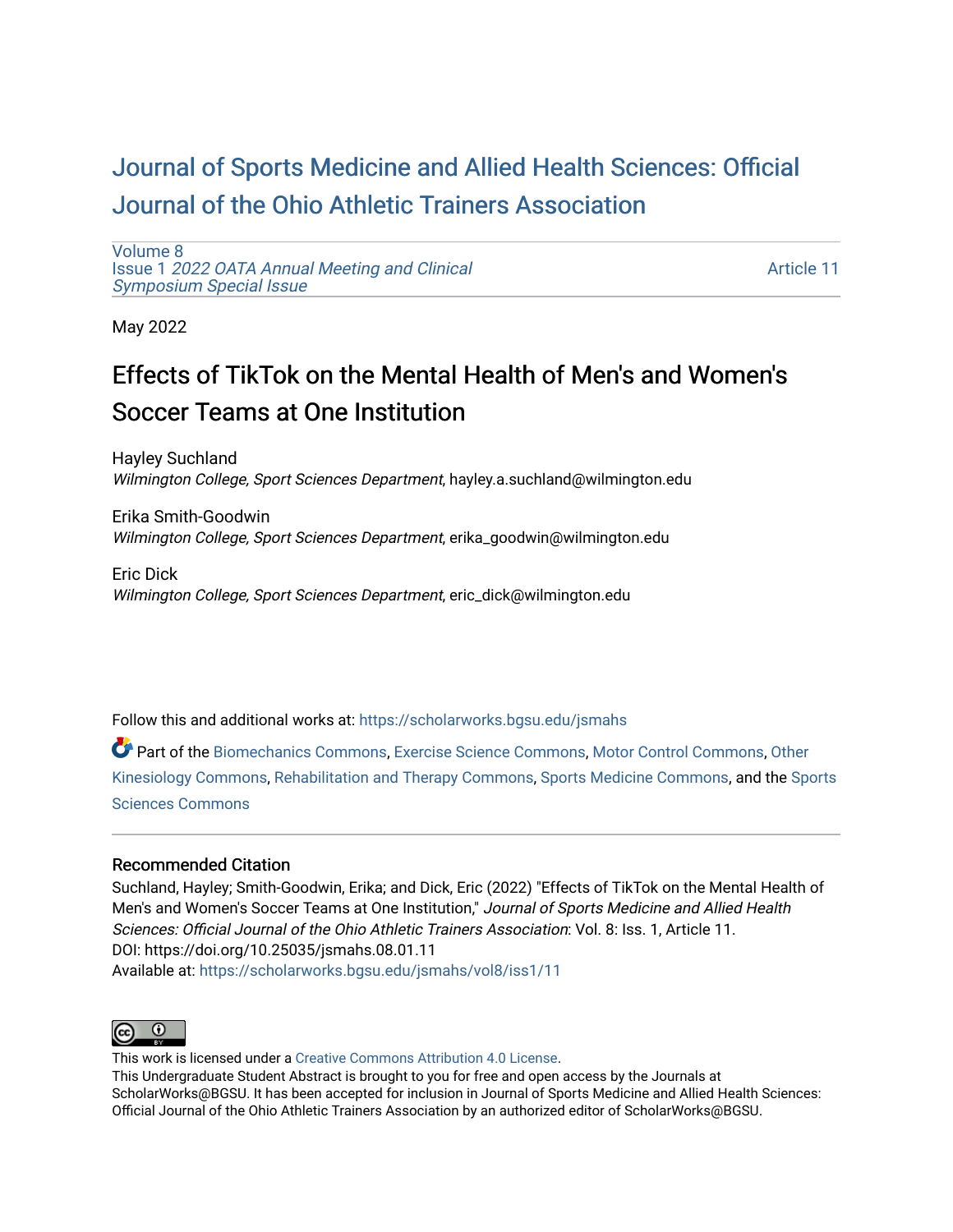# Journal of Sports Medicine and Allied Health Sciences: Official Journal of the Ohio Athletic Trainers Association

Volume 8
Issue 1 *2022 OATA Annual Meeting and Clinical Symposium Special Issue*

Article 11

May 2022

## Effects of TikTok on the Mental Health of Men's and Women's Soccer Teams at One Institution

Hayley Suchland
*Wilmington College, Sport Sciences Department*, hayley.a.suchland@wilmington.edu

Erika Smith-Goodwin
*Wilmington College, Sport Sciences Department*, erika_goodwin@wilmington.edu

Eric Dick
*Wilmington College, Sport Sciences Department*, eric_dick@wilmington.edu

Follow this and additional works at: https://scholarworks.bgsu.edu/jsmahs

Part of the Biomechanics Commons, Exercise Science Commons, Motor Control Commons, Other Kinesiology Commons, Rehabilitation and Therapy Commons, Sports Medicine Commons, and the Sports Sciences Commons

### Recommended Citation

Suchland, Hayley; Smith-Goodwin, Erika; and Dick, Eric (2022) "Effects of TikTok on the Mental Health of Men's and Women's Soccer Teams at One Institution," *Journal of Sports Medicine and Allied Health Sciences: Official Journal of the Ohio Athletic Trainers Association*: Vol. 8: Iss. 1, Article 11.
DOI: https://doi.org/10.25035/jsmahs.08.01.11
Available at: https://scholarworks.bgsu.edu/jsmahs/vol8/iss1/11

This work is licensed under a Creative Commons Attribution 4.0 License.
This Undergraduate Student Abstract is brought to you for free and open access by the Journals at ScholarWorks@BGSU. It has been accepted for inclusion in Journal of Sports Medicine and Allied Health Sciences: Official Journal of the Ohio Athletic Trainers Association by an authorized editor of ScholarWorks@BGSU.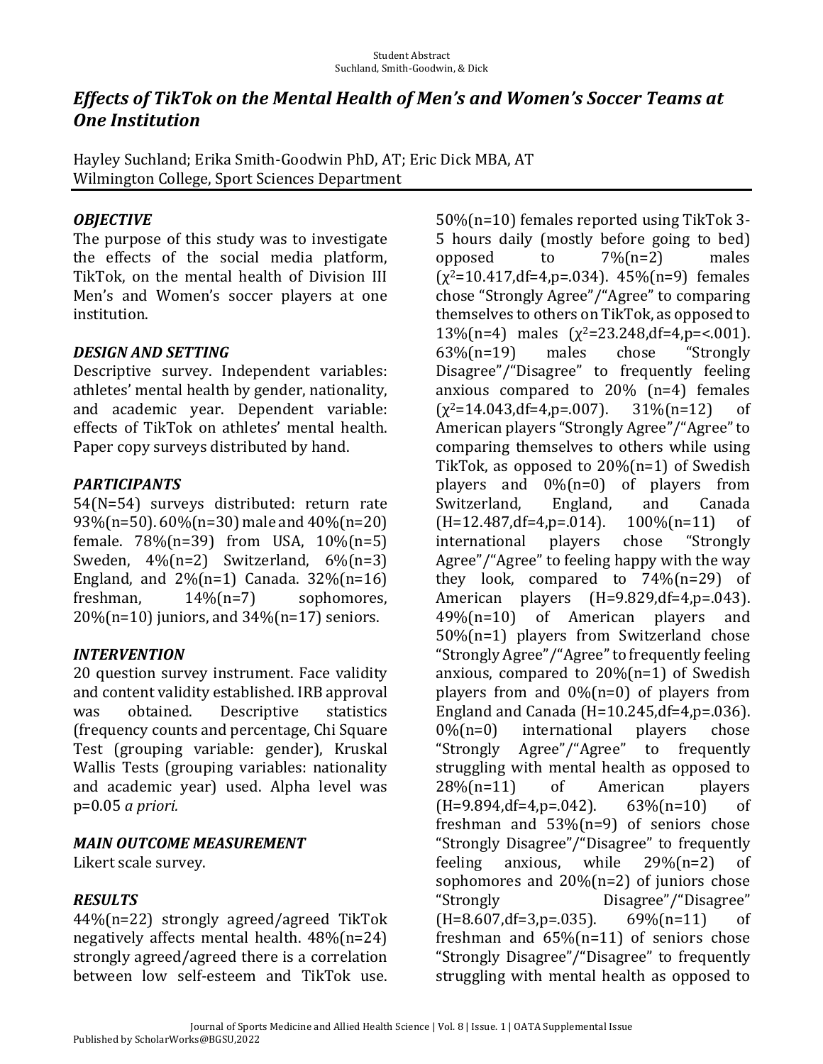# *Effects of TikTok on the Mental Health of Men's and Women's Soccer Teams at One Institution*

Hayley Suchland; Erika Smith-Goodwin PhD, AT; Eric Dick MBA, AT
Wilmington College, Sport Sciences Department

### *OBJECTIVE*

The purpose of this study was to investigate the effects of the social media platform, TikTok, on the mental health of Division III Men's and Women's soccer players at one institution.

### *DESIGN AND SETTING*

Descriptive survey. Independent variables: athletes' mental health by gender, nationality, and academic year. Dependent variable: effects of TikTok on athletes' mental health. Paper copy surveys distributed by hand.

### *PARTICIPANTS*

54(N=54) surveys distributed: return rate 93%(n=50). 60%(n=30) male and 40%(n=20) female. 78%(n=39) from USA, 10%(n=5) Sweden, 4%(n=2) Switzerland, 6%(n=3) England, and 2%(n=1) Canada. 32%(n=16) freshman, 14%(n=7) sophomores, 20%(n=10) juniors, and 34%(n=17) seniors.

### *INTERVENTION*

20 question survey instrument. Face validity and content validity established. IRB approval was obtained. Descriptive statistics (frequency counts and percentage, Chi Square Test (grouping variable: gender), Kruskal Wallis Tests (grouping variables: nationality and academic year) used. Alpha level was p=0.05 *a priori.*

### *MAIN OUTCOME MEASUREMENT*

Likert scale survey.

### *RESULTS*

44%(n=22) strongly agreed/agreed TikTok negatively affects mental health. 48%(n=24) strongly agreed/agreed there is a correlation between low self-esteem and TikTok use. 50%(n=10) females reported using TikTok 3-5 hours daily (mostly before going to bed) opposed to 7%(n=2) males ($\chi^2$=10.417,df=4,p=.034). 45%(n=9) females chose "Strongly Agree"/"Agree" to comparing themselves to others on TikTok, as opposed to 13%(n=4) males ($\chi^2$=23.248,df=4,p=<.001). 63%(n=19) males chose "Strongly Disagree"/"Disagree" to frequently feeling anxious compared to 20% (n=4) females ($\chi^2$=14.043,df=4,p=.007). 31%(n=12) of American players "Strongly Agree"/"Agree" to comparing themselves to others while using TikTok, as opposed to 20%(n=1) of Swedish players and 0%(n=0) of players from Switzerland, England, and Canada (H=12.487,df=4,p=.014). 100%(n=11) of international players chose "Strongly Agree"/"Agree" to feeling happy with the way they look, compared to 74%(n=29) of American players (H=9.829,df=4,p=.043). 49%(n=10) of American players and 50%(n=1) players from Switzerland chose "Strongly Agree"/"Agree" to frequently feeling anxious, compared to 20%(n=1) of Swedish players from and 0%(n=0) of players from England and Canada (H=10.245,df=4,p=.036). 0%(n=0) international players chose "Strongly Agree"/"Agree" to frequently struggling with mental health as opposed to 28%(n=11) of American players (H=9.894,df=4,p=.042). 63%(n=10) of freshman and 53%(n=9) of seniors chose "Strongly Disagree"/"Disagree" to frequently feeling anxious, while 29%(n=2) of sophomores and 20%(n=2) of juniors chose "Strongly Disagree"/"Disagree" (H=8.607,df=3,p=.035). 69%(n=11) of freshman and 65%(n=11) of seniors chose "Strongly Disagree"/"Disagree" to frequently struggling with mental health as opposed to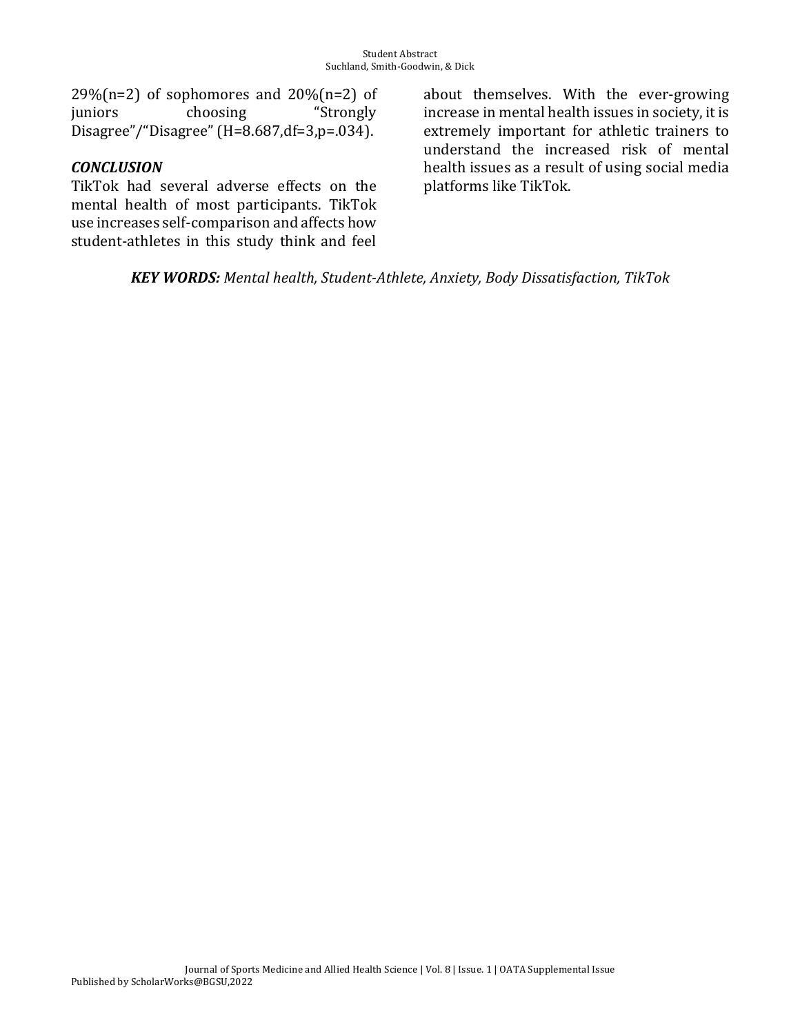29%(n=2) of sophomores and 20%(n=2) of juniors choosing "Strongly Disagree"/"Disagree" ($H=8.687, df=3, p=.034$).

### *CONCLUSION*

TikTok had several adverse effects on the mental health of most participants. TikTok use increases self-comparison and affects how student-athletes in this study think and feel about themselves. With the ever-growing increase in mental health issues in society, it is extremely important for athletic trainers to understand the increased risk of mental health issues as a result of using social media platforms like TikTok.

***KEY WORDS:*** *Mental health, Student-Athlete, Anxiety, Body Dissatisfaction, TikTok*